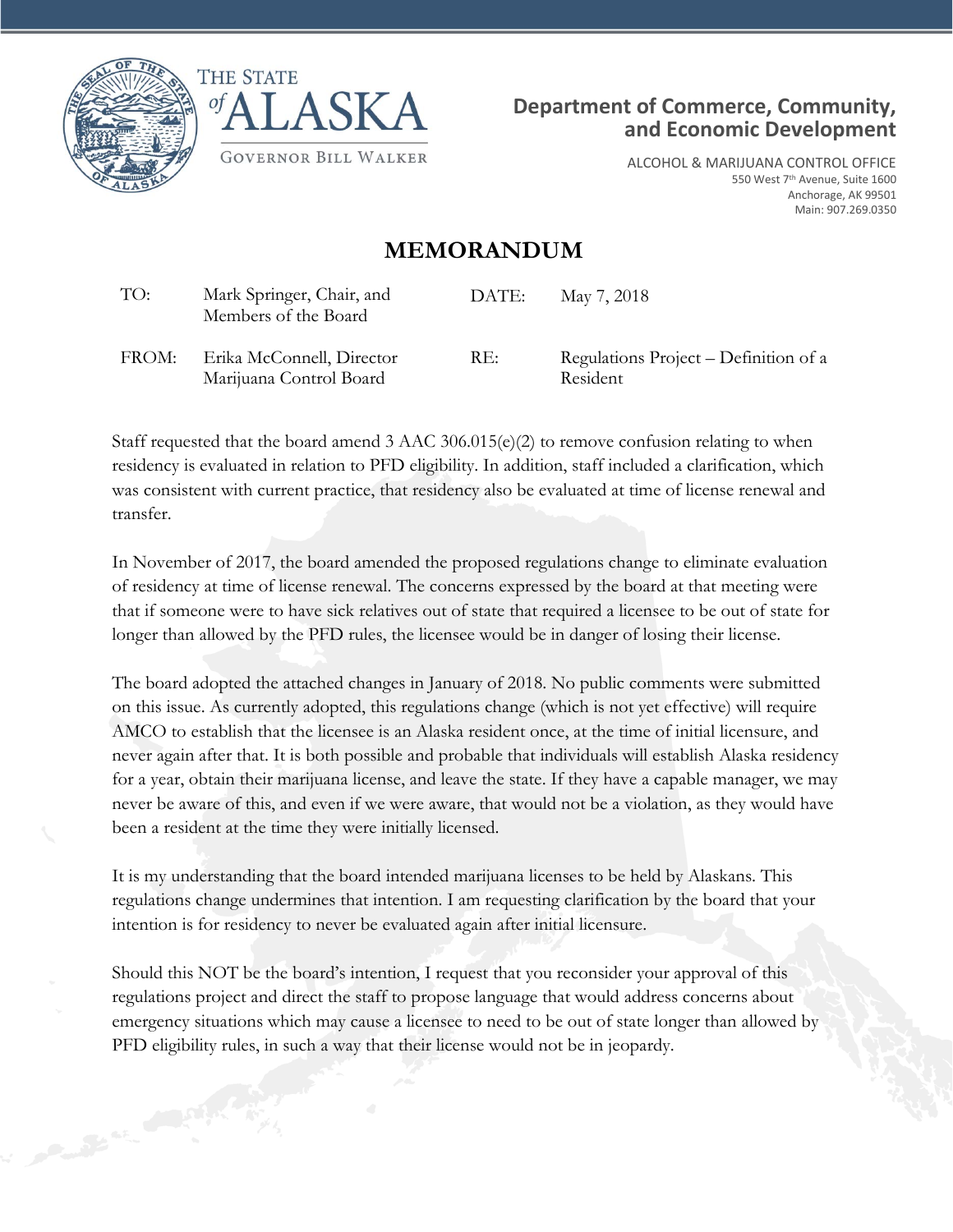THE STATE of ALASKA

GOVERNOR BILL WALKER

**Department of Commerce, Community, and Economic Development**

ALCOHOL & MARIJUANA CONTROL OFFICE
550 West 7th Avenue, Suite 1600
Anchorage, AK 99501
Main: 907.269.0350

# MEMORANDUM

| | | | |
|---|---|---|---|
| TO: | Mark Springer, Chair, and Members of the Board | DATE: | May 7, 2018 |
| FROM: | Erika McConnell, Director Marijuana Control Board | RE: | Regulations Project – Definition of a Resident |

Staff requested that the board amend 3 AAC 306.015(e)(2) to remove confusion relating to when residency is evaluated in relation to PFD eligibility. In addition, staff included a clarification, which was consistent with current practice, that residency also be evaluated at time of license renewal and transfer.

In November of 2017, the board amended the proposed regulations change to eliminate evaluation of residency at time of license renewal. The concerns expressed by the board at that meeting were that if someone were to have sick relatives out of state that required a licensee to be out of state for longer than allowed by the PFD rules, the licensee would be in danger of losing their license.

The board adopted the attached changes in January of 2018. No public comments were submitted on this issue. As currently adopted, this regulations change (which is not yet effective) will require AMCO to establish that the licensee is an Alaska resident once, at the time of initial licensure, and never again after that. It is both possible and probable that individuals will establish Alaska residency for a year, obtain their marijuana license, and leave the state. If they have a capable manager, we may never be aware of this, and even if we were aware, that would not be a violation, as they would have been a resident at the time they were initially licensed.

It is my understanding that the board intended marijuana licenses to be held by Alaskans. This regulations change undermines that intention. I am requesting clarification by the board that your intention is for residency to never be evaluated again after initial licensure.

Should this NOT be the board's intention, I request that you reconsider your approval of this regulations project and direct the staff to propose language that would address concerns about emergency situations which may cause a licensee to need to be out of state longer than allowed by PFD eligibility rules, in such a way that their license would not be in jeopardy.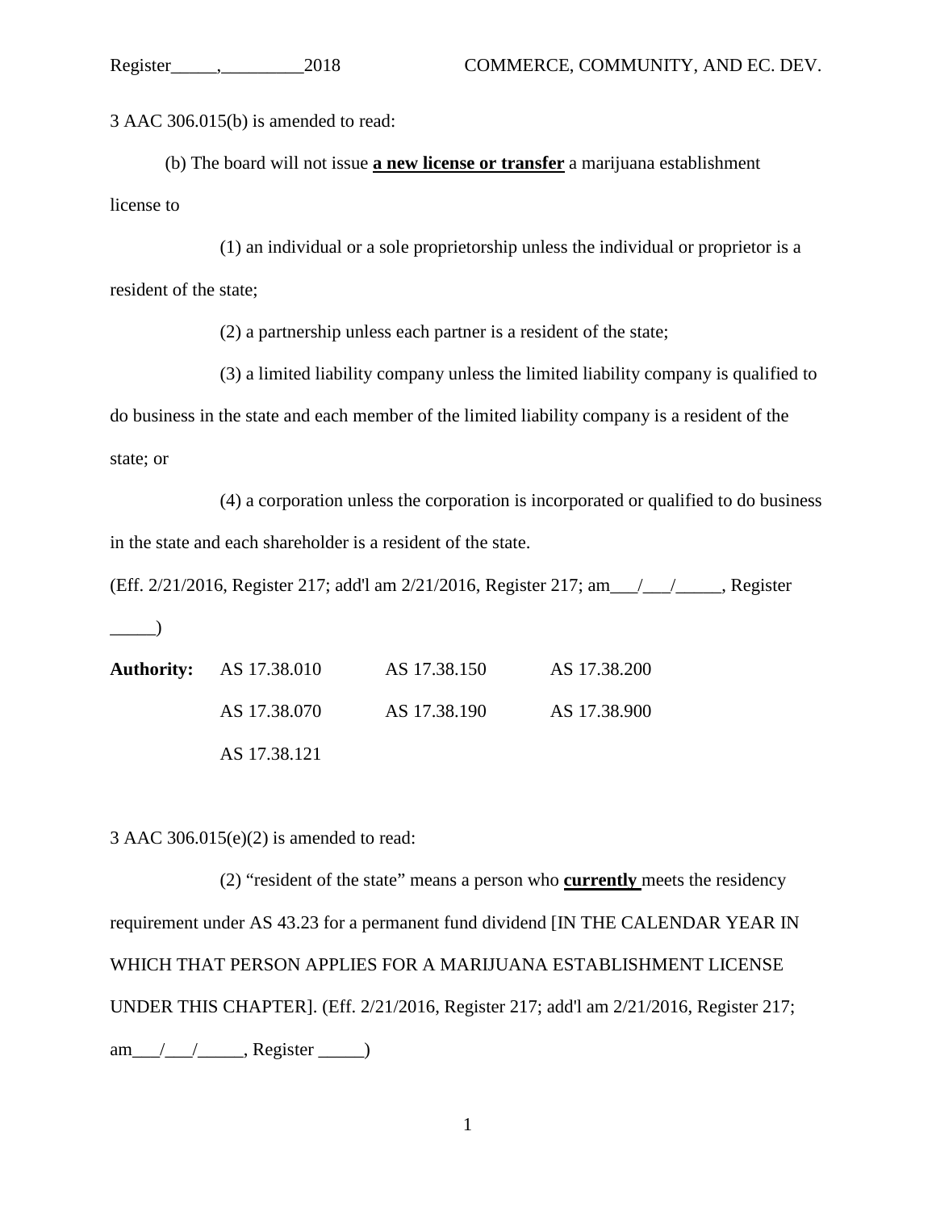3 AAC 306.015(b) is amended to read:

(b) The board will not issue **<u>a new license or transfer</u>** a marijuana establishment license to

(1) an individual or a sole proprietorship unless the individual or proprietor is a resident of the state;

(2) a partnership unless each partner is a resident of the state;

(3) a limited liability company unless the limited liability company is qualified to do business in the state and each member of the limited liability company is a resident of the state; or

(4) a corporation unless the corporation is incorporated or qualified to do business in the state and each shareholder is a resident of the state.

(Eff. 2/21/2016, Register 217; add'l am 2/21/2016, Register 217; am___/___/_____, Register _____)

| **Authority:** | AS 17.38.010 | AS 17.38.150 | AS 17.38.200 |
|---|---|---|---|
| | AS 17.38.070 | AS 17.38.190 | AS 17.38.900 |
| | AS 17.38.121 | | |

3 AAC 306.015(e)(2) is amended to read:

(2) "resident of the state" means a person who **<u>currently</u>** meets the residency requirement under AS 43.23 for a permanent fund dividend [IN THE CALENDAR YEAR IN WHICH THAT PERSON APPLIES FOR A MARIJUANA ESTABLISHMENT LICENSE UNDER THIS CHAPTER]. (Eff. 2/21/2016, Register 217; add'l am 2/21/2016, Register 217; am___/___/_____, Register _____)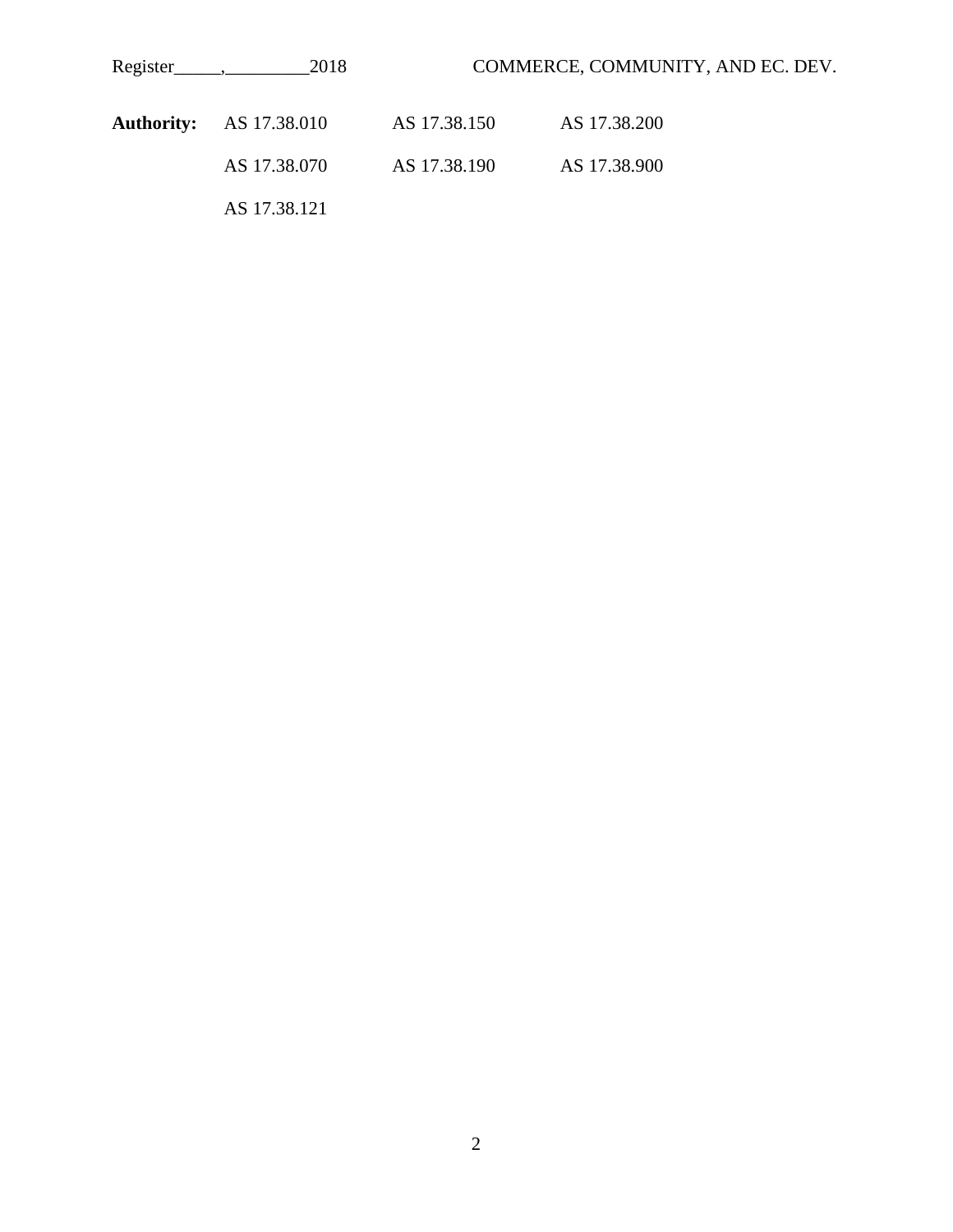**Authority:** AS 17.38.010 AS 17.38.150 AS 17.38.200

AS 17.38.070 AS 17.38.190 AS 17.38.900

AS 17.38.121